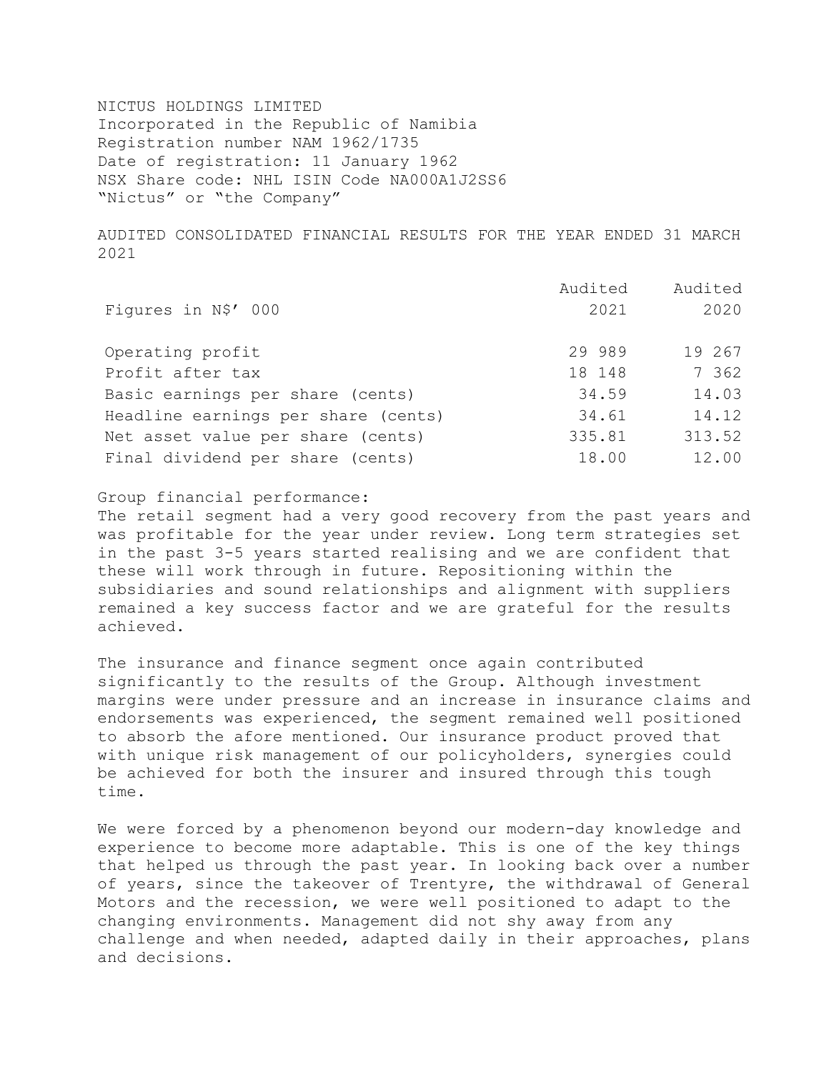NICTUS HOLDINGS LIMITED
Incorporated in the Republic of Namibia
Registration number NAM 1962/1735
Date of registration: 11 January 1962
NSX Share code: NHL ISIN Code NA000A1J2SS6
"Nictus" or "the Company"

# AUDITED CONSOLIDATED FINANCIAL RESULTS FOR THE YEAR ENDED 31 MARCH 2021

| Figures in N$' 000 | Audited 2021 | Audited 2020 |
|---|---|---|
| Operating profit | 29 989 | 19 267 |
| Profit after tax | 18 148 | 7 362 |
| Basic earnings per share (cents) | 34.59 | 14.03 |
| Headline earnings per share (cents) | 34.61 | 14.12 |
| Net asset value per share (cents) | 335.81 | 313.52 |
| Final dividend per share (cents) | 18.00 | 12.00 |

Group financial performance:
The retail segment had a very good recovery from the past years and was profitable for the year under review. Long term strategies set in the past 3-5 years started realising and we are confident that these will work through in future. Repositioning within the subsidiaries and sound relationships and alignment with suppliers remained a key success factor and we are grateful for the results achieved.

The insurance and finance segment once again contributed significantly to the results of the Group. Although investment margins were under pressure and an increase in insurance claims and endorsements was experienced, the segment remained well positioned to absorb the afore mentioned. Our insurance product proved that with unique risk management of our policyholders, synergies could be achieved for both the insurer and insured through this tough time.

We were forced by a phenomenon beyond our modern-day knowledge and experience to become more adaptable. This is one of the key things that helped us through the past year. In looking back over a number of years, since the takeover of Trentyre, the withdrawal of General Motors and the recession, we were well positioned to adapt to the changing environments. Management did not shy away from any challenge and when needed, adapted daily in their approaches, plans and decisions.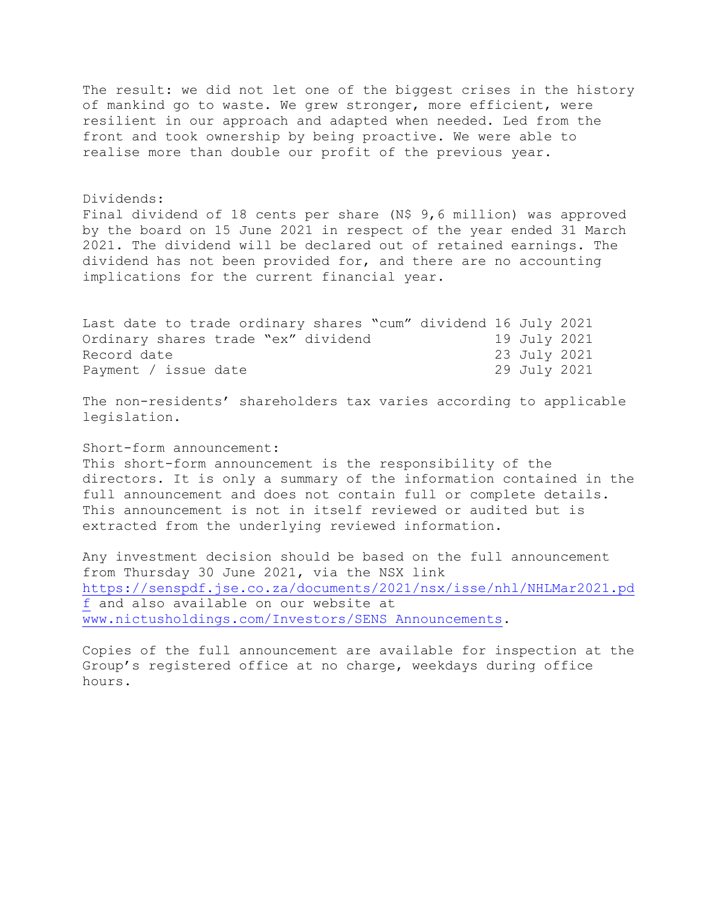The result: we did not let one of the biggest crises in the history of mankind go to waste. We grew stronger, more efficient, were resilient in our approach and adapted when needed. Led from the front and took ownership by being proactive. We were able to realise more than double our profit of the previous year.

Dividends:
Final dividend of 18 cents per share (N$ 9,6 million) was approved by the board on 15 June 2021 in respect of the year ended 31 March 2021. The dividend will be declared out of retained earnings. The dividend has not been provided for, and there are no accounting implications for the current financial year.

| | |
|---|---|
| Last date to trade ordinary shares "cum" dividend | 16 July 2021 |
| Ordinary shares trade "ex" dividend | 19 July 2021 |
| Record date | 23 July 2021 |
| Payment / issue date | 29 July 2021 |

The non-residents' shareholders tax varies according to applicable legislation.

Short-form announcement:
This short-form announcement is the responsibility of the directors. It is only a summary of the information contained in the full announcement and does not contain full or complete details. This announcement is not in itself reviewed or audited but is extracted from the underlying reviewed information.

Any investment decision should be based on the full announcement from Thursday 30 June 2021, via the NSX link https://senspdf.jse.co.za/documents/2021/nsx/isse/nhl/NHLMar2021.pdf and also available on our website at www.nictusholdings.com/Investors/SENS Announcements.

Copies of the full announcement are available for inspection at the Group's registered office at no charge, weekdays during office hours.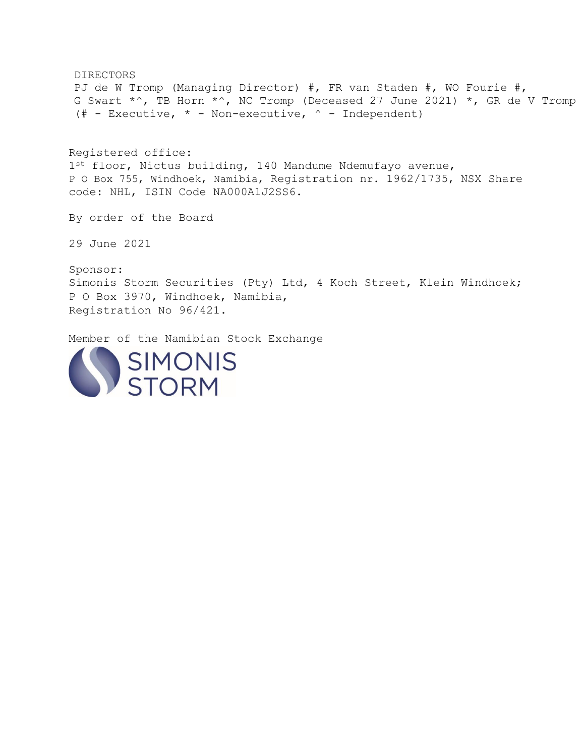DIRECTORS

PJ de W Tromp (Managing Director) #, FR van Staden #, WO Fourie #, G Swart *^, TB Horn *^, NC Tromp (Deceased 27 June 2021) *, GR de V Tromp (# - Executive, * - Non-executive, ^ - Independent)

Registered office:
1st floor, Nictus building, 140 Mandume Ndemufayo avenue,
P O Box 755, Windhoek, Namibia, Registration nr. 1962/1735, NSX Share code: NHL, ISIN Code NA000A1J2SS6.

By order of the Board

29 June 2021

Sponsor:
Simonis Storm Securities (Pty) Ltd, 4 Koch Street, Klein Windhoek;
P O Box 3970, Windhoek, Namibia,
Registration No 96/421.

Member of the Namibian Stock Exchange

SIMONIS STORM